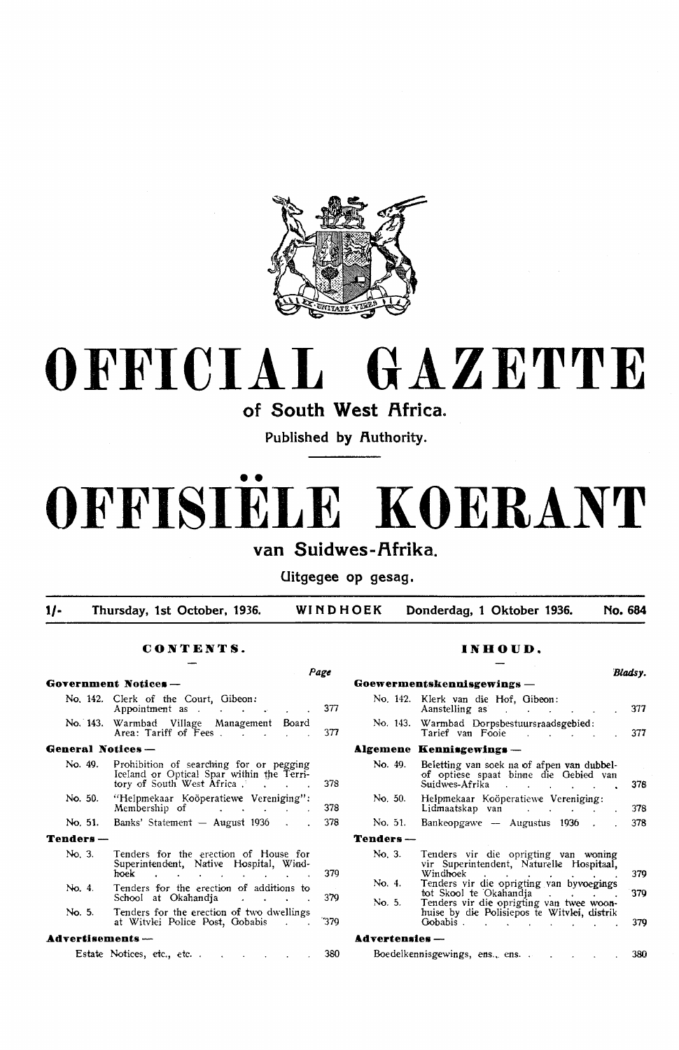# OFFICIAL GAZETTE

## of South West Africa.

Published by Authority.

# OFFISIËLE KOERANT

## van Suidwes-Afrika.

Uitgegee op gesag.

1/- Thursday, 1st October, 1936. WINDHOEK Donderdag, 1 Oktober 1936. No. 684

### CONTENTS.

| | | Page |
|---|---|---|
| **Government Notices —** | | |
| No. 142. | Clerk of the Court, Gibeon: Appointment as | 377 |
| No. 143. | Warmbad Village Management Board Area: Tariff of Fees | 377 |
| **General Notices —** | | |
| No. 49. | Prohibition of searching for or pegging Iceland or Optical Spar within the Territory of South West Africa | 378 |
| No. 50. | "Helpmekaar Koöperatiewe Vereniging": Membership of | 378 |
| No. 51. | Banks' Statement — August 1936 | 378 |
| **Tenders —** | | |
| No. 3. | Tenders for the erection of House for Superintendent, Native Hospital, Windhoek | 379 |
| No. 4. | Tenders for the erection of additions to School at Okahandja | 379 |
| No. 5. | Tenders for the erection of two dwellings at Witvlei Police Post, Gobabis | 379 |
| **Advertisements —** | | |
| | Estate Notices, etc., etc. | 380 |

### INHOUD.

| | | Bladsy. |
|---|---|---|
| **Goewermentskennisgewings —** | | |
| No. 142. | Klerk van die Hof, Gibeon: Aanstelling as | 377 |
| No. 143. | Warmbad Dorpsbestuursraadsgebied: Tarief van Fooie | 377 |
| **Algemene Kennisgewings —** | | |
| No. 49. | Beletting van soek na of afpen van dubbel- of optiese spaat binne die Gebied van Suidwes-Afrika | 378 |
| No. 50. | Helpmekaar Koöperatiewe Vereniging: Lidmaatskap van | 378 |
| No. 51. | Bankeopgawe — Augustus 1936 | 378 |
| **Tenders —** | | |
| No. 3. | Tenders vir die oprigting van woning vir Superintendent, Naturelle Hospitaal, Windhoek | 379 |
| No. 4. | Tenders vir die oprigting van byvoegings tot Skool te Okahandja | 379 |
| No. 5. | Tenders vir die oprigting van twee woonhuise by die Polisiepos te Witvlei, distrik Gobabis | 379 |
| **Advertensies —** | | |
| | Boedelkennisgewings, ens., ens. | 380 |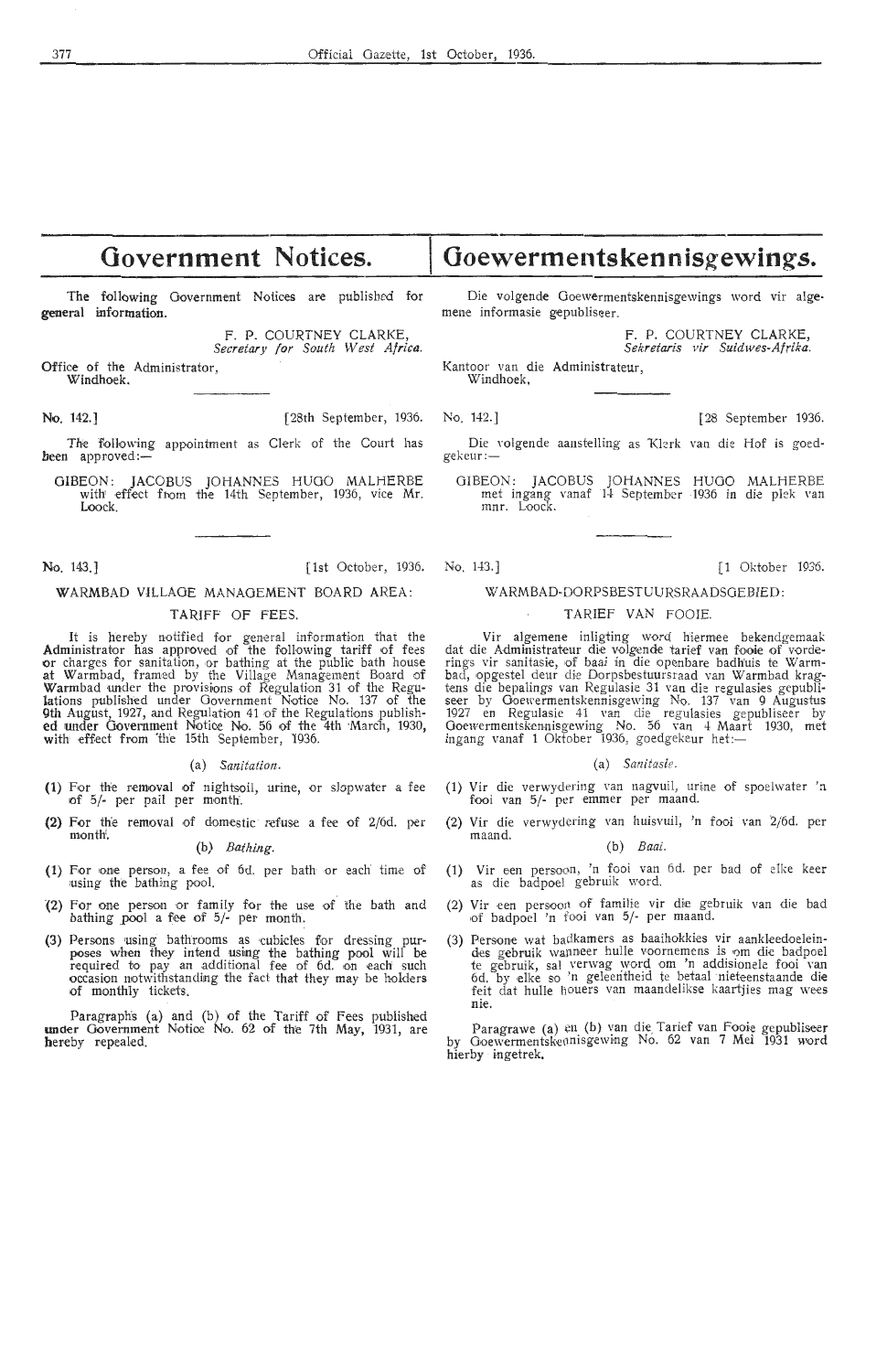# Government Notices.

The following Government Notices are published for general information.

F. P. COURTNEY CLARKE,
*Secretary for South West Africa.*

Office of the Administrator,
Windhoek.

No. 142.] [28th September, 1936.

The following appointment as Clerk of the Court has been approved:—

GIBEON: JACOBUS JOHANNES HUGO MALHERBE with effect from the 14th September, 1936, vice Mr. Loock.

No. 143.] [1st October, 1936.

## WARMBAD VILLAGE MANAGEMENT BOARD AREA:

### TARIFF OF FEES.

It is hereby notified for general information that the Administrator has approved of the following tariff of fees or charges for sanitation, or bathing at the public bath house at Warmbad, framed by the Village Management Board of Warmbad under the provisions of Regulation 31 of the Regulations published under Government Notice No. 137 of the 9th August, 1927, and Regulation 41 of the Regulations published under Government Notice No. 56 of the 4th March, 1930, with effect from the 15th September, 1936.

(a) *Sanitation.*

(1) For the removal of nightsoil, urine, or slopwater a fee of 5/- per pail per month.

(2) For the removal of domestic refuse a fee of 2/6d. per month.

(b) *Bathing.*

(1) For one person, a fee of 6d. per bath or each time of using the bathing pool.

(2) For one person or family for the use of the bath and bathing pool a fee of 5/- per month.

(3) Persons using bathrooms as cubicles for dressing purposes when they intend using the bathing pool will be required to pay an additional fee of 6d. on each such occasion notwithstanding the fact that they may be holders of monthly tickets.

Paragraphs (a) and (b) of the Tariff of Fees published under Government Notice No. 62 of the 7th May, 1931, are hereby repealed.

# Goewermentskennisgewings.

Die volgende Goewermentskennisgewings word vir algemene informasie gepubliseer.

F. P. COURTNEY CLARKE,
*Sekretaris vir Suidwes-Afrika.*

Kantoor van die Administrateur,
Windhoek.

No. 142.] [28 September 1936.

Die volgende aanstelling as Klerk van die Hof is goedgekeur:—

GIBEON: JACOBUS JOHANNES HUGO MALHERBE met ingang vanaf 14 September 1936 in die plek van mnr. Loock.

No. 143.] [1 Oktober 1936.

## WARMBAD-DORPSBESTUURSRAADSGEBIED:

### TARIEF VAN FOOIE.

Vir algemene inligting word hiermee bekendgemaak dat die Administrateur die volgende tarief van fooie of vorderings vir sanitasie, of baai in die openbare badhuis te Warmbad, opgestel deur die Dorpsbestuursraad van Warmbad kragtens die bepalings van Regulasie 31 van die regulasies gepubliseer by Goewermentskennisgewing No. 137 van 9 Augustus 1927 en Regulasie 41 van die regulasies gepubliseer by Goewermentskennisgewing No. 56 van 4 Maart 1930, met ingang vanaf 1 Oktober 1936, goedgekeur het:—

(a) *Sanitasie.*

(1) Vir die verwydering van nagvuil, urine of spoelwater 'n fooi van 5/- per emmer per maand.

(2) Vir die verwydering van huisvuil, 'n fooi van 2/6d. per maand.

(b) *Baai.*

(1) Vir een persoon, 'n fooi van 6d. per bad of elke keer as die badpoel gebruik word.

(2) Vir een persoon of familie vir die gebruik van die bad of badpoel 'n fooi van 5/- per maand.

(3) Persone wat badkamers as baaihokkies vir aankleedoeleindes gebruik wanneer hulle voornemens is om die badpoel te gebruik, sal verwag word om 'n addisionele fooi van 6d. by elke so 'n geleentheid te betaal nieteenstaande die feit dat hulle houers van maandelikse kaartjies mag wees nie.

Paragrawe (a) en (b) van die Tarief van Fooie gepubliseer by Goewermentskennisgewing No. 62 van 7 Mei 1931 word hierby ingetrek.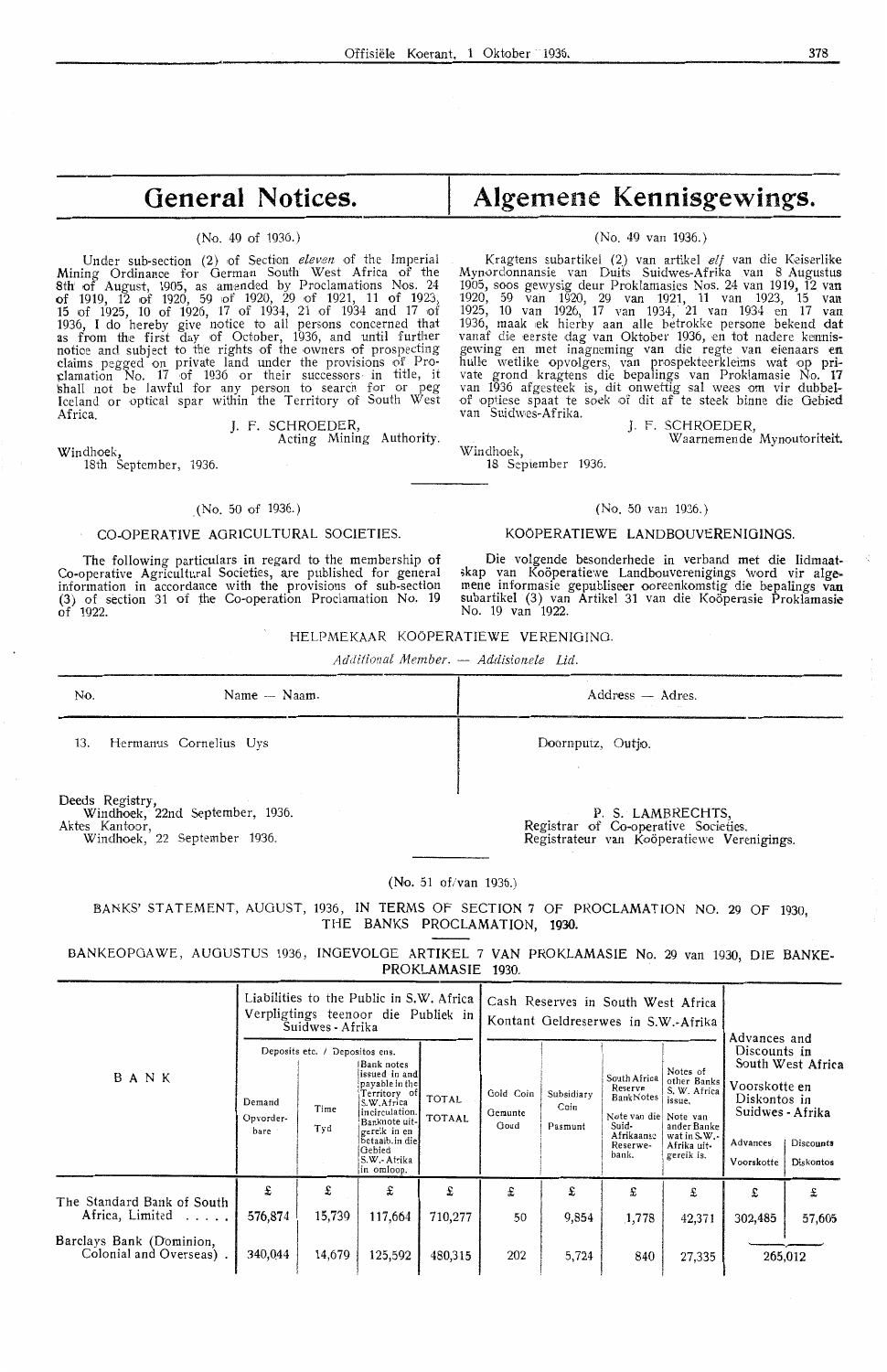# General Notices.

# Algemene Kennisgewings.

(No. 49 of 1936.)

Under sub-section (2) of Section *eleven* of the Imperial Mining Ordinance for German South West Africa of the 8th of August, 1905, as amended by Proclamations Nos. 24 of 1919, 12 of 1920, 59 of 1920, 29 of 1921, 11 of 1923, 15 of 1925, 10 of 1926, 17 of 1934, 21 of 1934 and 17 of 1936, I do hereby give notice to all persons concerned that as from the first day of October, 1936, and until further notice and subject to the rights of the owners of prospecting claims pegged on private land under the provisions of Proclamation No. 17 of 1936 or their successors in title, it shall not be lawful for any person to search for or peg Iceland or optical spar within the Territory of South West Africa.

J. F. SCHROEDER,
Acting Mining Authority.

Windhoek,
18th September, 1936.

(No. 49 van 1936.)

Kragtens subartikel (2) van artikel *elf* van die Keiserlike Mynordonnansie van Duits Suidwes-Afrika van 8 Augustus 1905, soos gewysig deur Proklamasies Nos. 24 van 1919, 12 van 1920, 59 van 1920, 29 van 1921, 11 van 1923, 15 van 1925, 10 van 1926, 17 van 1934, 21 van 1934 en 17 van 1936, maak ek hierby aan alle betrokke persone bekend dat vanaf die eerste dag van Oktober 1936, en tot nadere kennisgewing en met inagneming van die regte van eienaars en hulle wetlike opvolgers, van prospekteerkleims wat op private grond kragtens die bepalings van Proklamasie No. 17 van 1936 afgesteek is, dit onwettig sal wees om vir dubbel- of optiese spaat te soek of dit af te steek binne die Gebied van Suidwes-Afrika.

J. F. SCHROEDER,
Waarnemende Mynoutoriteit.

Windhoek,
18 September 1936.

(No. 50 of 1936.)

CO-OPERATIVE AGRICULTURAL SOCIETIES.

The following particulars in regard to the membership of Co-operative Agricultural Societies, are published for general information in accordance with the provisions of sub-section (3) of section 31 of the Co-operation Proclamation No. 19 of 1922.

(No. 50 van 1936.)

KOÖPERATIEWE LANDBOUVERENIGINGS.

Die volgende besonderhede in verband met die lidmaatskap van Koöperatiewe Landbouverenigings word vir algemene informasie gepubliseer ooreenkomstig die bepalings van subartikel (3) van Artikel 31 van die Koöperasie Proklamasie No. 19 van 1922.

HELPMEKAAR KOÖPERATIEWE VERENIGING.

*Additional Member. — Addisionele Lid.*

| No. | Name — Naam. | Address — Adres. |
|---|---|---|
| 13. | Hermanus Cornelius Uys | Doornputz, Outjo. |

Deeds Registry,
Windhoek, 22nd September, 1936.
Aktes Kantoor,
Windhoek, 22 September 1936.

P. S. LAMBRECHTS,
Registrar of Co-operative Societies.
Registrateur van Koöperatiewe Verenigings.

(No. 51 of/van 1936.)

BANKS' STATEMENT, AUGUST, 1936, IN TERMS OF SECTION 7 OF PROCLAMATION NO. 29 OF 1930, THE BANKS PROCLAMATION, 1930.

BANKEOPGAWE, AUGUSTUS 1936, INGEVOLGE ARTIKEL 7 VAN PROKLAMASIE No. 29 van 1930, DIE BANKE-PROKLAMASIE 1930.

| BANK | Liabilities to the Public in S.W. Africa / Verpligtings teenoor die Publiek in Suidwes-Afrika | | | | Cash Reserves in South West Africa / Kontant Geldreserwes in S.W.-Afrika | | | | Advances and Discounts in South West Africa / Voorskotte en Diskontos in Suidwes-Afrika | |
|---|---|---|---|---|---|---|---|---|---|---|
| | Deposits etc. / Depositos ens. | | | | | | | | | |
| | Demand / Opvorderbare | Time / Tyd | Bank notes issued in and payable in the Territory of S.W. Africa in circulation. / Banknote uitgereik in en betaalb. in die Gebied S.W.-Afrika in omloop. | TOTAL / TOTAAL | Gold Coin / Gemunte Goud | Subsidiary Coin / Pasmunt | South Africa Reserve Bank Notes / Note van die Suid-Afrikaanse Reserwebank. | Notes of other Banks S. W. Africa issue. / Note van ander Banke wat in S.W.-Afrika uitgereik is. | Advances / Voorskotte | Discounts / Diskontos |
| | £ | £ | £ | £ | £ | £ | £ | £ | £ | £ |
| The Standard Bank of South Africa, Limited | 576,874 | 15,739 | 117,664 | 710,277 | 50 | 9,854 | 1,778 | 42,371 | 302,485 | 57,605 |
| Barclays Bank (Dominion, Colonial and Overseas) | 340,044 | 14,679 | 125,592 | 480,315 | 202 | 5,724 | 840 | 27,335 | 265,012 | |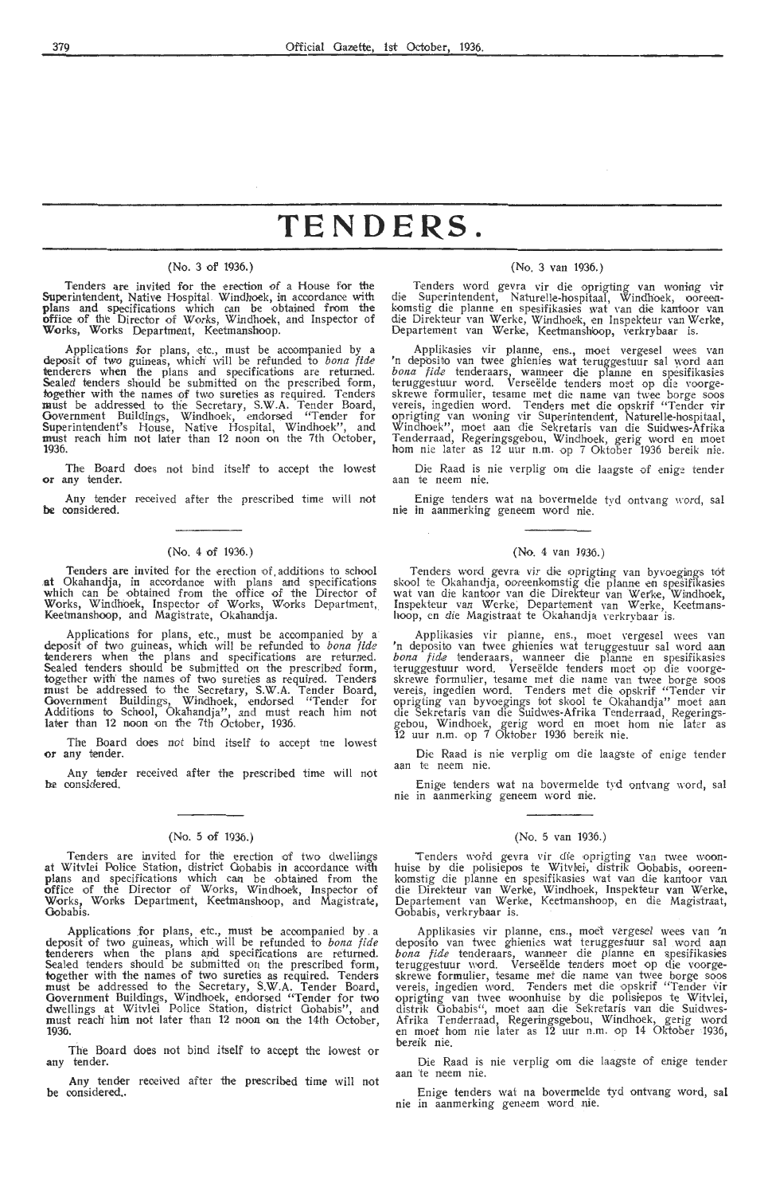# TENDERS.

(No. 3 of 1936.)

Tenders are invited for the erection of a House for the Superintendent, Native Hospital. Windhoek, in accordance with plans and specifications which can be obtained from the office of the Director of Works, Windhoek, and Inspector of Works, Works Department, Keetmanshoop.

Applications for plans, etc., must be accompanied by a deposit of two guineas, which will be refunded to *bona fide* tenderers when the plans and specifications are returned. Sealed tenders should be submitted on the prescribed form, together with the names of two sureties as required. Tenders must be addressed to the Secretary, S.W.A. Tender Board, Government Buildings, Windhoek, endorsed "Tender for Superintendent's House, Native Hospital, Windhoek", and must reach him not later than 12 noon on the 7th October, 1936.

The Board does not bind itself to accept the lowest or any tender.

Any tender received after the prescribed time will not be considered.

---

(No. 4 of 1936.)

Tenders are invited for the erection of additions to school at Okahandja, in accordance with plans and specifications which can be obtained from the office of the Director of Works, Windhoek, Inspector of Works, Works Department, Keetmanshoop, and Magistrate, Okahandja.

Applications for plans, etc., must be accompanied by a deposit of two guineas, which will be refunded to *bona fide* tenderers when the plans and specifications are returned. Sealed tenders should be submitted on the prescribed form, together with the names of two sureties as required. Tenders must be addressed to the Secretary, S.W.A. Tender Board, Government Buildings, Windhoek, endorsed "Tender for Additions to School, Okahandja", and must reach him not later than 12 noon on the 7th October, 1936.

The Board does not bind itself to accept tne lowest or any tender.

Any tender received after the prescribed time will not be considered.

---

(No. 5 of 1936.)

Tenders are invited for the erection of two dwellings at Witvlei Police Station, district Gobabis in accordance with plans and specifications which can be obtained from the office of the Director of Works, Windhoek, Inspector of Works, Works Department, Keetmanshoop, and Magistrate, Gobabis.

Applications for plans, etc., must be accompanied by a deposit of two guineas, which will be refunded to *bona fide* tenderers when the plans and specifications are returned. Sealed tenders should be submitted on the prescribed form, together with the names of two sureties as required. Tenders must be addressed to the Secretary, S.W.A. Tender Board, Government Buildings, Windhoek, endorsed "Tender for two dwellings at Witvlei Police Station, district Gobabis", and must reach him not later than 12 noon on the 14th October, 1936.

The Board does not bind itself to accept the lowest or any tender.

Any tender received after the prescribed time will not be considered.

---

(No. 3 van 1936.)

Tenders word gevra vir die oprigting van woning vir die Superintendent, Naturelle-hospitaal, Windhoek, ooreenkomstig die planne en spesifikasies wat van die kantoor van die Direkteur van Werke, Windhoek, en Inspekteur van Werke, Departement van Werke, Keetmanshoop, verkrybaar is.

Applikasies vir planne, ens., moet vergesel wees van 'n deposito van twee ghienies wat teruggestuur sal word aan *bona fide* tenderaars, wanneer die planne en spesifikasies teruggestuur word. Verseëlde tenders moet op die voorgeskrewe formulier, tesame met die name van twee borge soos vereis, ingedien word. Tenders met die opskrif "Tender vir oprigting van woning vir Superintendent, Naturelle-hospitaal, Windhoek", moet aan die Sekretaris van die Suidwes-Afrika Tenderraad, Regeringsgebou, Windhoek, gerig word en moet hom nie later as 12 uur n.m. op 7 Oktober 1936 bereik nie.

Die Raad is nie verplig om die laagste of enige tender aan te neem nie.

Enige tenders wat na bovermelde tyd ontvang word, sal nie in aanmerking geneem word nie.

---

(No. 4 van 1936.)

Tenders word gevra vir die oprigting van byvoegings tot skool te Okahandja, ooreenkomstig die planne en spesifikasies wat van die kantoor van die Direkteur van Werke, Windhoek, Inspekteur van Werke, Departement van Werke, Keetmanshoop, en die Magistraat te Okahandja verkrybaar is.

Applikasies vir planne, ens., moet vergesel wees van 'n deposito van twee ghienies wat teruggestuur sal word aan *bona fide* tenderaars, wanneer die planne en spesifikasies teruggestuur word. Verseëlde tenders moet op die voorgeskrewe formulier, tesame met die name van twee borge soos vereis, ingedien word. Tenders met die opskrif "Tender vir oprigting van byvoegings tot skool te Okahandja" moet aan die Sekretaris van die Suidwes-Afrika Tenderraad, Regeringsgebou, Windhoek, gerig word en moet hom nie later as 12 uur n.m. op 7 Oktober 1936 bereik nie.

Die Raad is nie verplig om die laagste of enige tender aan te neem nie.

Enige tenders wat na bovermelde tyd ontvang word, sal nie in aanmerking geneem word nie.

---

(No. 5 van 1936.)

Tenders word gevra vir die oprigting van twee woonhuise by die polisiepos te Witvlei, distrik Gobabis, ooreenkomstig die planne en spesifikasies wat van die kantoor van die Direkteur van Werke, Windhoek, Inspekteur van Werke, Departement van Werke, Keetmanshoop, en die Magistraat, Gobabis, verkrybaar is.

Applikasies vir planne, ens., moet vergesel wees van 'n deposito van twee ghienies wat teruggestuur sal word aan *bona fide* tenderaars, wanneer die planne en spesifikasies teruggestuur word. Verseëlde tenders moet op die voorgeskrewe formulier, tesame met die name van twee borge soos vereis, ingedien word. Tenders met die opskrif "Tender vir oprigting van twee woonhuise by die polisiepos te Witvlei, distrik Gobabis", moet aan die Sekretaris van die Suidwes-Afrika Tenderraad, Regeringsgebou, Windhoek, gerig word en moet hom nie later as 12 uur n.m. op 14 Oktober 1936, bereik nie.

Die Raad is nie verplig om die laagste of enige tender aan te neem nie.

Enige tenders wat na bovermelde tyd ontvang word, sal nie in aanmerking geneem word nie.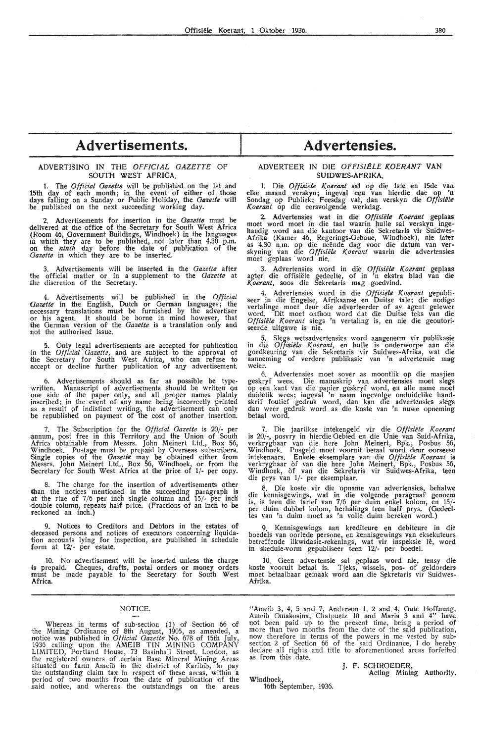# Advertisements.

## ADVERTISING IN THE *OFFICIAL GAZETTE* OF SOUTH WEST AFRICA.

1. The *Official Gazette* will be published on the 1st and 15th day of each month; in the event of either of those days falling on a Sunday or Public Holiday, the *Gazette* will be published on the next succeeding working day.

2. Advertisements for insertion in the *Gazette* must be delivered at the office of the Secretary for South West Africa (Room 46, Government Buildings, Windhoek) in the languages in which they are to be published, not later than 4.30 p.m. on the *ninth* day before the date of publication of the *Gazette* in which they are to be inserted.

3. Advertisements will be inserted in the *Gazette* after the official matter or in a supplement to the *Gazette* at the discretion of the Secretary.

4. Advertisements will be published in the *Official Gazette* in the English, Dutch or German languages; the necessary translations must be furnished by the advertiser or his agent. It should be borne in mind however, that the German version of the *Gazette* is a translation only and not the authorised issue.

5. Only legal advertisements are accepted for publication in the *Official Gazette*, and are subject to the approval of the Secretary for South West Africa, who can refuse to accept or decline further publication of any advertisement.

6. Advertisements should as far as possible be typewritten. Manuscript of advertisements should be written on one side of the paper only, and all proper names plainly inscribed; in the event of any name being incorrectly printed as a result of indistinct writing, the advertisement can only be republished on payment of the cost of another insertion.

7. The Subscription for the *Official Gazette* is 20/- per annum, post free in this Territory and the Union of South Africa obtainable from Messrs. John Meinert Ltd., Box 56, Windhoek. Postage must be prepaid by Overseas subscribers. Single copies of the *Gazette* may be obtained either from Messrs. John Meinert Ltd., Box 56, Windhoek, or from the Secretary for South West Africa at the price of 1/- per copy.

8. The charge for the insertion of advertisements other than the notices mentioned in the succeeding paragraph is at the rtae of 7/6 per inch single column and 15/- per inch double column, repeats half price. (Fractions of an inch to be reckoned an inch.)

9. Notices to Creditors and Debtors in the estates of deceased persons and notices of executors concerning liquidation accounts lying for inspection, are published in schedule form at 12/- per estate.

10. No advertisement will be inserted unless the charge is prepaid. Cheques, drafts, postal orders or money orders must be made payable to the Secretary for South West Africa.

# Advertensies.

## ADVERTEER IN DIE *OFFISIËLE KOERANT* VAN SUIDWES-AFRIKA.

1. Die *Offisiële Koerant* sal op die 1ste en 15de van elke maand verskyn; ingeval een van hierdie dae op 'n Sondag op Publieke Feesdag val, dan verskyn die *Offisiële Koerant* op die eersvolgende werkdag.

2. Advertensies wat in die *Offisiële Koerant* geplaas moet word moet in die taal waarin hulle sal verskyn ingehandig word aan die kantoor van die Sekretaris vir Suidwes-Afrika (Kamer 46, Regerings-Geboue, Windhoek), nie later as 4.30 n.m. op die neënde dag voor die datum van verskyning van die *Offisiële Koerant* waarin die advertensies moet geplaas word nie.

3. Advertensies word in die *Offisiële Koerant* geplaas agter die offisiële gedeelte, of in 'n ekstra blad van die *Koerant*, soos die Sekretaris mag goedvind.

4. Advertensies word in die *Offisiële Koerant* gepubliseer in die Engelse, Afrikaanse en Duitse tale; die nodige vertalinge moet deur die adverteerder of sy agent gelewer word. Dit moet onthou word dat die Duitse teks van die *Offisiële Koerant* slegs 'n vertaling is, en nie die geoutoriseerde uitgawe is nie.

5. Slegs wetsadvertensies word aangeneem vir publikasie in die *Offisiële Koerant*, en hulle is onderworpe aan die goedkeuring van die Sekretaris vir Suidwes-Afrika, wat die aanneming of verdere publikasie van 'n advertensie mag weier.

6. Advertensies moet sover as moontlik op die masjien geskryf wees. Die manuskrip van advertensies moet slegs op een kant van die papier geskryf word, en alle name moet duidelik wees; ingeval 'n naam ingevolge onduidelike handskrif foutief gedruk word, dan kan die advertensies slegs dan weer gedruk word as die koste van 'n nuwe opneming betaal word.

7. Die jaarlikse intekengeld vir die *Offisiële Koerant* is 20/-, posvry in hierdie Gebied en die Unie van Suid-Afrika, verkrygbaar van die here John Meinert, Bpk., Posbus 56, Windhoek. Posgeld moet vooruit betaal word deur oorseese intekenaars. Enkele eksemplare van die *Offisiële Koerant* is verkrygbaar òf van die here John Meinert, Bpk., Posbus 56, Windhoek, òf van die Sekretaris vir Suidwes-Afrika, teen die prys van 1/- per eksemplaar.

8. Die koste vir die opname van advertensies, behalwe die kennisgewings, wat in die volgende paragraaf genoem is, is teen die tarief van 7/6 per duim enkel kolom, en 15/- per duim dubbel kolom, herhalings teen half prys. (Gedeeltes van 'n duim moet as 'n volle duim bereken word.)

9. Kennisgewings aan krediteure en debiteure in die boedels van oorlede persone, en kennisgewings van eksekuteurs betreffende likwidasie-rekenings, wat vir inspeksie lê, word in skedule-vorm gepubliseer teen 12/- per boedel.

10. Geen advertensie sal geplaas word nie, tensy die koste vooruit betaal is. Tjeks, wissels, pos- of geldorders moet betaalbaar gemaak word aan die Sekretaris vir Suidwes-Afrika.

---

## NOTICE.

Whereas in terms of sub-section (1) of Section 66 of the Mining Ordinance of 8th August, 1905, as amended, a notice was published in *Official Gazette* No. 678 of 15th July, 1936 calling upon the AMEIB TIN MINING COMPANY LIMITED, Portland House, 73 Basinhall Street, London, as the registered owners of certain Base Mineral Mining Areas situated on farm Ameib in the district of Karibib, to pay the outstanding claim tax in respect of these areas, within a period of two months from the date of publication of the said notice, and whereas the outstandings on the areas "Ameib 3, 4, 5 and 7, Anderson 1, 2 and 4, Gute Hoffnung, Ameib Omakosina, Chaipuetz 10 and Maria 3 and 4" have not been paid up to the present time, being a period of more than two months from the date of the said publication, now therefore in terms of the powers in me vested by subsection 2 of Section 66 of the said Ordinance, I do hereby declare all rights and title to aforementioned areas forfeited as from this date.

J. F. SCHROEDER,
Acting Mining Authority.

Windhoek,
16th September, 1936.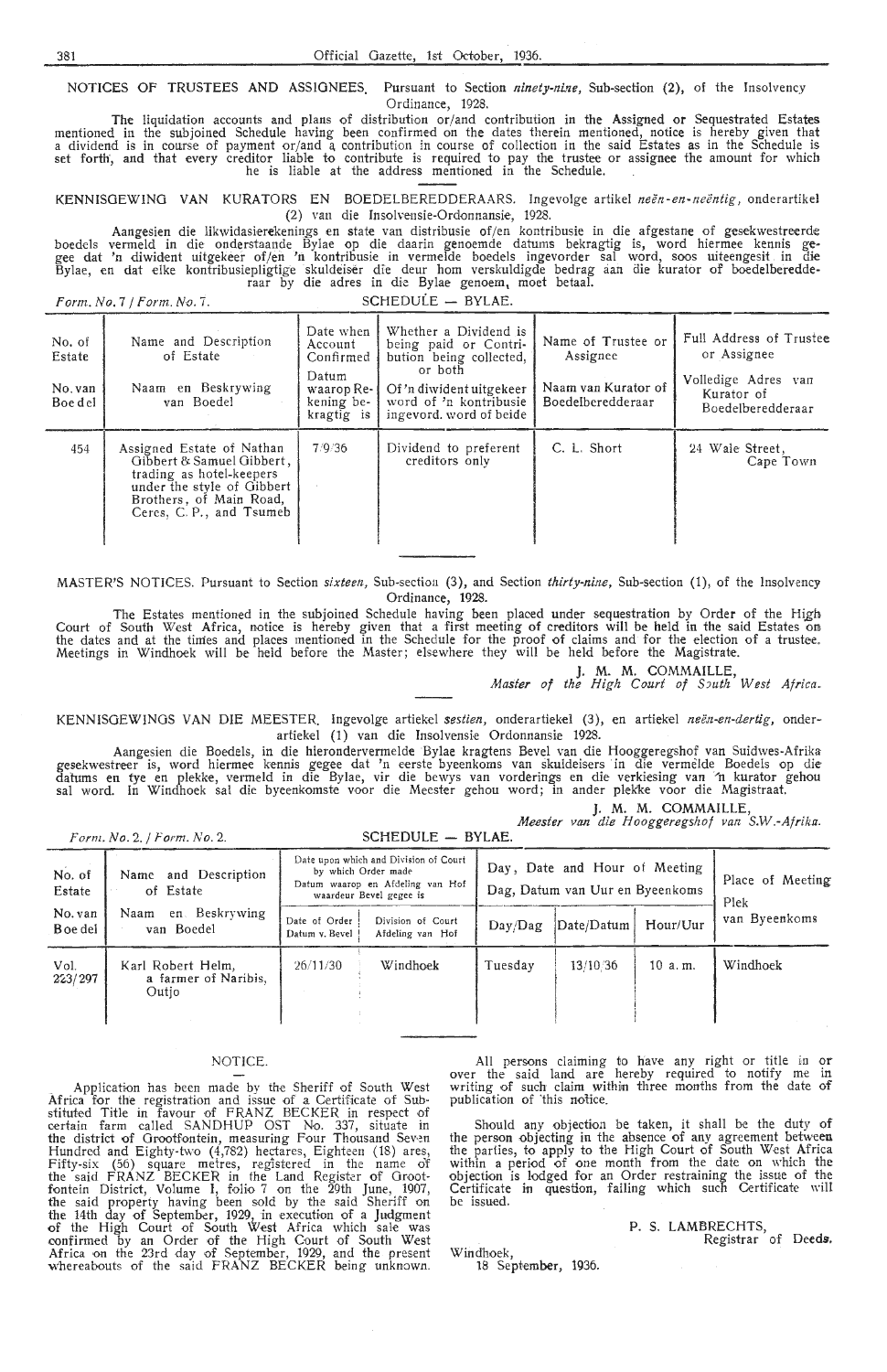NOTICES OF TRUSTEES AND ASSIGNEES. Pursuant to Section *ninety-nine,* Sub-section (2), of the Insolvency Ordinance, 1928.

The liquidation accounts and plans of distribution or/and contribution in the Assigned or Sequestrated Estates mentioned in the subjoined Schedule having been confirmed on the dates therein mentioned, notice is hereby given that a dividend is in course of payment or/and a contribution in course of collection in the said Estates as in the Schedule is set forth, and that every creditor liable to contribute is required to pay the trustee or assignee the amount for which he is liable at the address mentioned in the Schedule.

KENNISGEWING VAN KURATORS EN BOEDELBEREDDERAARS. Ingevolge artikel *neën-en-neëntig,* onderartikel (2) van die Insolvensie-Ordonnansie, 1928.

Aangesien die likwidasierekenings en state van distribusie of/en kontribusie in die afgestane of gesekwestreerde boedels vermeld in die onderstaande Bylae op die daarin genoemde datums bekragtig is, word hiermee kennis gegee dat 'n diwident uitgekeer of/en 'n kontribusie in vermelde boedels ingevorder sal word, soos uiteengesit in die Bylae, en dat elke kontribusiepligtige skuldeiser die deur hom verskuldigde bedrag aan die kurator of boedelberedderaar by die adres in die Bylae genoem, moet betaal.

*Form. No. 7 / Form. No. 7.* SCHEDULE — BYLAE.

| No. of Estate / No. van Boedel | Name and Description of Estate / Naam en Beskrywing van Boedel | Date when Account Confirmed / Datum waarop Rekening bekragtig is | Whether a Dividend is being paid or Contribution being collected, or both / Of 'n diwident uitgekeer word of 'n kontribusie ingevord. word of beide | Name of Trustee or Assignee / Naam van Kurator of Boedelberedderaar | Full Address of Trustee or Assignee / Volledige Adres van Kurator of Boedelberedderaar |
|---|---|---|---|---|---|
| 454 | Assigned Estate of Nathan Gibbert & Samuel Gibbert, trading as hotel-keepers under the style of Gibbert Brothers, of Main Road, Ceres, C. P., and Tsumeb | 7/9/36 | Dividend to preferent creditors only | C. L. Short | 24 Wale Street, Cape Town |

MASTER'S NOTICES. Pursuant to Section *sixteen,* Sub-section (3), and Section *thirty-nine,* Sub-section (1), of the Insolvency Ordinance, 1928.

The Estates mentioned in the subjoined Schedule having been placed under sequestration by Order of the High Court of South West Africa, notice is hereby given that a first meeting of creditors will be held in the said Estates on the dates and at the times and places mentioned in the Schedule for the proof of claims and for the election of a trustee. Meetings in Windhoek will be held before the Master; elsewhere they will be held before the Magistrate.

J. M. M. COMMAILLE,
*Master of the High Court of South West Africa.*

KENNISGEWINGS VAN DIE MEESTER. Ingevolge artiekel *sestien,* onderartiekel (3), en artiekel *neën-en-dertig,* onderartiekel (1) van die Insolvensie Ordonnansie 1928.

Aangesien die Boedels, in die hierondervermelde Bylae kragtens Bevel van die Hooggeregshof van Suidwes-Afrika gesekwestreer is, word hiermee kennis gegee dat 'n eerste byeenkoms van skuldeisers in die vermelde Boedels op die datums en tye en plekke, vermeld in die Bylae, vir die bewys van vorderings en die verkiesing van 'n kurator gehou sal word. In Windhoek sal die byeenkomste voor die Meester gehou word; in ander plekke voor die Magistraat.

J. M. M. COMMAILLE,
*Meester van die Hooggeregshof van S.W.-Afrika.*

*Form. No. 2. / Form. No. 2.* SCHEDULE — BYLAE.

| No. of Estate / No. van Boedel | Name and Description of Estate / Naam en Beskrywing van Boedel | Date upon which and Division of Court by which Order made / Datum waarop en Afdeling van Hof waardeur Bevel gegee is | | Day, Date and Hour of Meeting / Dag, Datum van Uur en Byeenkoms | | | Place of Meeting / Plek van Byeenkoms |
|---|---|---|---|---|---|---|---|
| | | Date of Order / Datum v. Bevel | Division of Court / Afdeling van Hof | Day/Dag | Date/Datum | Hour/Uur | |
| Vol. 223/297 | Karl Robert Helm, a farmer of Naribis, Outjo | 26/11/30 | Windhoek | Tuesday | 13/10/36 | 10 a. m. | Windhoek |

NOTICE.

Application has been made by the Sheriff of South West Africa for the registration and issue of a Certificate of Substituted Title in favour of FRANZ BECKER in respect of certain farm called SANDHUP OST No. 337, situate in the district of Grootfontein, measuring Four Thousand Seven Hundred and Eighty-two (4,782) hectares, Eighteen (18) ares, Fifty-six (56) square metres, registered in the name of the said FRANZ BECKER in the Land Register of Grootfontein District, Volume I, folio 7 on the 29th June, 1907, the said property having been sold by the said Sheriff on the 14th day of September, 1929, in execution of a Judgment of the High Court of South West Africa which sale was confirmed by an Order of the High Court of South West Africa on the 23rd day of September, 1929, and the present whereabouts of the said FRANZ BECKER being unknown.

All persons claiming to have any right or title in or over the said land are hereby required to notify me in writing of such claim within three months from the date of publication of this notice.

Should any objection be taken, it shall be the duty of the person objecting in the absence of any agreement between the parties, to apply to the High Court of South West Africa within a period of one month from the date on which the objection is lodged for an Order restraining the issue of the Certificate in question, failing which such Certificate will be issued.

P. S. LAMBRECHTS,
Registrar of Deeds.

Windhoek,
18 September, 1936.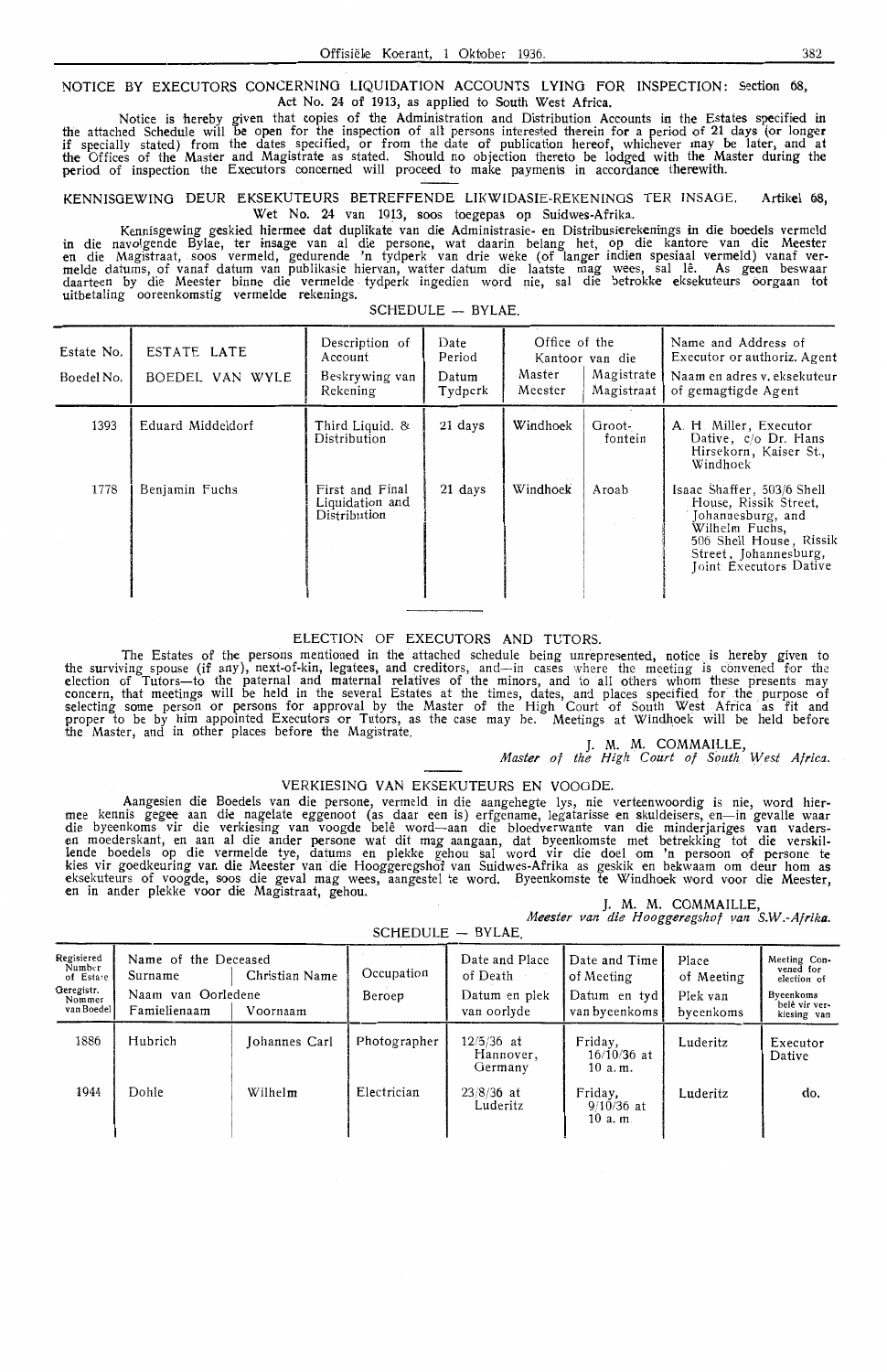NOTICE BY EXECUTORS CONCERNING LIQUIDATION ACCOUNTS LYING FOR INSPECTION: Section 68, Act No. 24 of 1913, as applied to South West Africa.

Notice is hereby given that copies of the Administration and Distribution Accounts in the Estates specified in the attached Schedule will be open for the inspection of all persons interested therein for a period of 21 days (or longer if specially stated) from the dates specified, or from the date of publication hereof, whichever may be later, and at the Offices of the Master and Magistrate as stated. Should no objection thereto be lodged with the Master during the period of inspection the Executors concerned will proceed to make payments in accordance therewith.

KENNISGEWING DEUR EKSEKUTEURS BETREFFENDE LIKWIDASIE-REKENINGS TER INSAGE. Artikel 68, Wet No. 24 van 1913, soos toegepas op Suidwes-Afrika.

Kennisgewing geskied hiermee dat duplikate van die Administrasie- en Distribusierekenings in die boedels vermeld in die navolgende Bylae, ter insage van al die persone, wat daarin belang het, op die kantore van die Meester en die Magistraat, soos vermeld, gedurende 'n tydperk van drie weke (of langer indien spesiaal vermeld) vanaf vermelde datums, of vanaf datum van publikasie hiervan, watter datum die laatste mag wees, sal lê. As geen beswaar daarteen by die Meester binne die vermelde tydperk ingedien word nie, sal die betrokke eksekuteurs oorgaan tot uitbetaling ooreenkomstig vermelde rekenings.

SCHEDULE — BYLAE.

| Estate No. / Boedel No. | ESTATE LATE / BOEDEL VAN WYLE | Description of Account / Beskrywing van Rekening | Date Period / Datum Tydperk | Office of the / Kantoor van die: Master / Meester | Magistrate / Magistraat | Name and Address of Executor or authoriz. Agent / Naam en adres v. eksekuteur of gemagtigde Agent |
|---|---|---|---|---|---|---|
| 1393 | Eduard Middeldorf | Third Liquid. & Distribution | 21 days | Windhoek | Grootfontein | A. H. Miller, Executor Dative, c/o Dr. Hans Hirsekorn, Kaiser St., Windhoek |
| 1778 | Benjamin Fuchs | First and Final Liquidation and Distribution | 21 days | Windhoek | Aroab | Isaac Shaffer, 503/6 Shell House, Rissik Street, Johannesburg, and Wilhelm Fuchs, 506 Shell House, Rissik Street, Johannesburg, Joint Executors Dative |

ELECTION OF EXECUTORS AND TUTORS.

The Estates of the persons mentioned in the attached schedule being unrepresented, notice is hereby given to the surviving spouse (if any), next-of-kin, legatees, and creditors, and—in cases where the meeting is convened for the election of Tutors—to the paternal and maternal relatives of the minors, and to all others whom these presents may concern, that meetings will be held in the several Estates at the times, dates, and places specified for the purpose of selecting some person or persons for approval by the Master of the High Court of South West Africa as fit and proper to be by him appointed Executors or Tutors, as the case may be. Meetings at Windhoek will be held before the Master, and in other places before the Magistrate.

J. M. M. COMMAILLE,
*Master of the High Court of South West Africa.*

VERKIESING VAN EKSEKUTEURS EN VOOGDE.

Aangesien die Boedels van die persone, vermeld in die aangehegte lys, nie verteenwoordig is nie, word hiermee kennis gegee aan die nagelate eggenoot (as daar een is) erfgename, legatarisse en skuldeisers, en—in gevalle waar die byeenkoms vir die verkiesing van voogde belê word—aan die bloedverwante van die minderjariges van vaderskant en moederskant, en aan al die ander persone wat dit mag aangaan, dat byeenkomste met betrekking tot die verskillende boedels op die vermelde tye, datums en plekke gehou sal word vir die doel om 'n persoon of persone te kies vir goedkeuring van die Meester van die Hooggeregshof van Suidwes-Afrika as geskik en bekwaam om deur hom as eksekuteurs of voogde, soos die geval mag wees, aangestel te word. Byeenkomste te Windhoek word voor die Meester, en in ander plekke voor die Magistraat, gehou.

J. M. M. COMMAILLE,
*Meester van die Hooggeregshof van S.W.-Afrika.*

SCHEDULE — BYLAE.

| Registered Number of Estate / Geregistr. Nommer van Boedel | Name of the Deceased / Naam van Oorledene: Surname / Famielienaam | Christian Name / Voornaam | Occupation / Beroep | Date and Place of Death / Datum en plek van oorlyde | Date and Time of Meeting / Datum en tyd van byeenkoms | Place of Meeting / Plek van byeenkoms | Meeting Convened for election of / Byeenkoms belê vir verkiesing van |
|---|---|---|---|---|---|---|---|
| 1886 | Hubrich | Johannes Carl | Photographer | 12/5/36 at Hannover, Germany | Friday, 16/10/36 at 10 a.m. | Luderitz | Executor Dative |
| 1944 | Dohle | Wilhelm | Electrician | 23/8/36 at Luderitz | Friday, 9/10/36 at 10 a.m. | Luderitz | do. |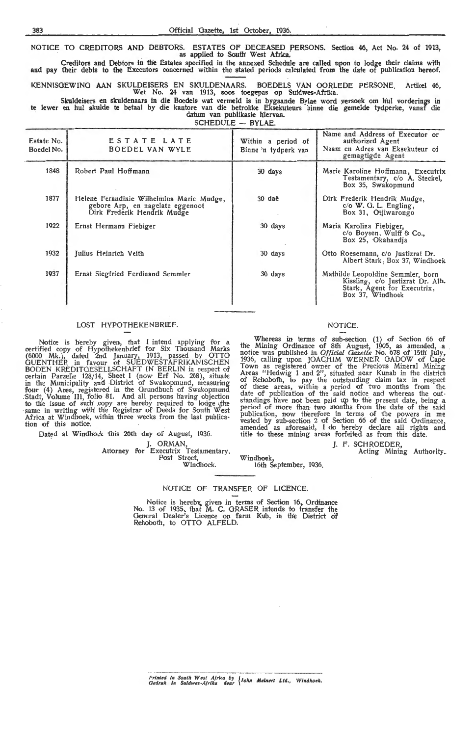NOTICE TO CREDITORS AND DEBTORS. ESTATES OF DECEASED PERSONS. Section 46, Act No. 24 of 1913, as applied to South West Africa.

Creditors and Debtors in the Estates specified in the annexed Schedule are called upon to lodge their claims with and pay their debts to the Executors concerned within the stated periods calculated from the date of publication hereof.

KENNISGEWING AAN SKULDEISERS EN SKULDENAARS. BOEDELS VAN OORLEDE PERSONE. Artikel 46, Wet No. 24 van 1913, soos toegepas op Suidwes-Afrika.

Skuldeisers en skuldenaars in die Boedels wat vermeld is in bygaande Bylae word versoek om hul vorderings in te lewer en hul skulde te betaal by die kantore van die betrokke Eksekuteurs binne die gemelde tydperke, vanaf die datum van publikasie hiervan.

SCHEDULE — BYLAE.

| Estate No. Boedel No. | ESTATE LATE BOEDEL VAN WYLE | Within a period of Binne 'n tydperk van | Name and Address of Executor or authorized Agent Naam en Adres van Eksekuteur of gemagtigde Agent |
|---|---|---|---|
| 1848 | Robert Paul Hoffmann | 30 days | Marie Karoline Hoffmann, Executrix Testamentary, c/o A. Steckel, Box 35, Swakopmund |
| 1877 | Helene Ferandinie Wilhelmina Marie Mudge, gebore Arp, en nagelate eggenoot Dirk Frederik Hendrik Mudge | 30 dae | Dirk Frederik Hendrik Mudge, c/o W. G. L. Engling, Box 31, Otjiwarongo |
| 1922 | Ernst Hermann Fiebiger | 30 days | Maria Karolina Fiebiger, c/o Boysen, Wulff & Co., Box 25, Okahandja |
| 1932 | Julius Heinrich Veith | 30 days | Otto Roesemann, c/o Justizrat Dr. Albert Stark, Box 37, Windhoek |
| 1937 | Ernst Siegfried Ferdinand Semmler | 30 days | Mathilde Leopoldine Semmler, born Kissling, c/o Justizrat Dr. Alb. Stark, Agent for Executrix, Box 37, Windhoek |

## LOST HYPOTHEKENBRIEF.

Notice is hereby given, that I intend applying for a certified copy of Hypothekenbrief for Six Thousand Marks (6000 Mk.), dated 2nd January, 1913, passed by OTTO GUENTHER in favour of SUEDWESTAFRIKANISCHEN BODEN KREDITGESELLSCHAFT IN BERLIN in respect of certain Parzelle 128/14, Sheet I (now Erf No. 268), situate in the Municipality and District of Swakopmund, measuring four (4) Ares, registered in the Grundbuch of Swakopmund Stadt, Volume III, folio 81. And all persons having objection to the issue of such copy are hereby required to lodge the same in writing with the Registrar of Deeds for South West Africa at Windhoek, within three weeks from the last publication of this notice.

Dated at Windhoek this 26th day of August, 1936.

J. ORMAN,
Attorney for Executrix Testamentary,
Post Street,
Windhoek.

## NOTICE.

Whereas in terms of sub-section (1) of Section 66 of the Mining Ordinance of 8th August, 1905, as amended, a notice was published in *Official Gazette* No. 678 of 15th July, 1936, calling upon JOACHIM WERNER GADOW of Cape Town as registered owner of the Precious Mineral Mining Areas "Hedwig 1 and 2", situated near Kunab in the district of Rehoboth, to pay the outstanding claim tax in respect of these areas, within a period of two months from the date of publication of the said notice and whereas the outstandings have not been paid up to the present date, being a period of more than two months from the date of the said publication, now therefore in terms of the powers in me vested by sub-section 2 of Section 66 of the said Ordinance, amended as aforesaid, I do hereby declare all rights and title to these mining areas forfeited as from this date.

J. F. SCHROEDER,
Acting Mining Authority.

Windhoek,
16th September, 1936.

## NOTICE OF TRANSFER OF LICENCE.

Notice is hereby given in terms of Section 16, Ordinance No. 13 of 1935, that M. C. GRASER intends to transfer the General Dealer's Licence on farm Kub, in the District of Rehoboth, to OTTO ALFELD.

Printed in South West Africa by / Gedruk in Suidwes-Afrika deur John Meinert Ltd., Windhoek.